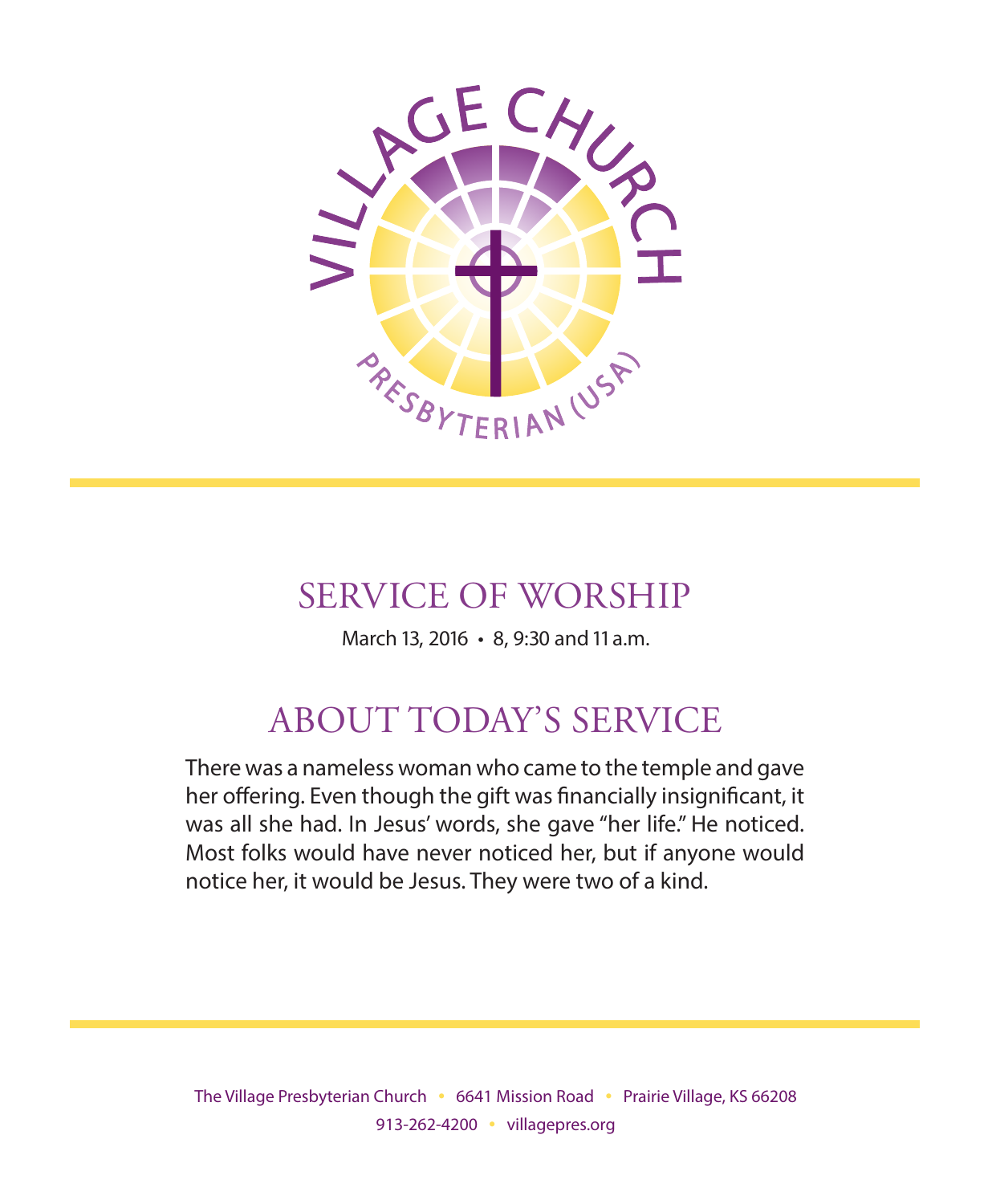VILLAGE CHURCH

PRESBYTERIAN (USA)

# SERVICE OF WORSHIP

March 13, 2016 • 8, 9:30 and 11 a.m.

## ABOUT TODAY'S SERVICE

There was a nameless woman who came to the temple and gave her offering. Even though the gift was financially insignificant, it was all she had. In Jesus' words, she gave "her life." He noticed. Most folks would have never noticed her, but if anyone would notice her, it would be Jesus. They were two of a kind.

The Village Presbyterian Church • 6641 Mission Road • Prairie Village, KS 66208
913-262-4200 • villagepres.org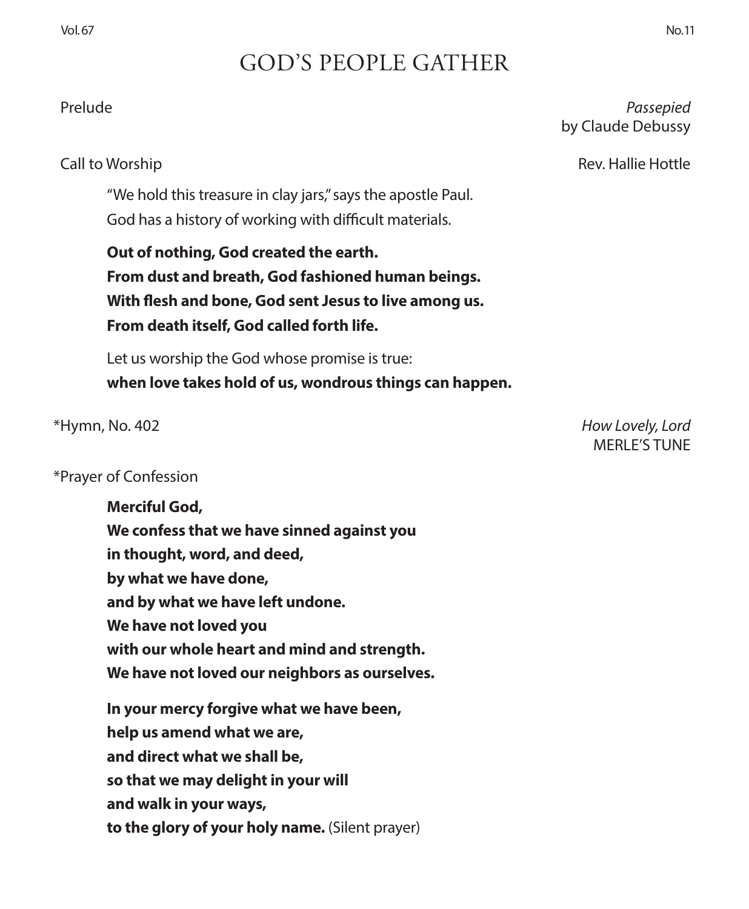# GOD'S PEOPLE GATHER

Prelude *Passepied* by Claude Debussy

Call to Worship Rev. Hallie Hottle

"We hold this treasure in clay jars," says the apostle Paul.
God has a history of working with difficult materials.

**Out of nothing, God created the earth.**
**From dust and breath, God fashioned human beings.**
**With flesh and bone, God sent Jesus to live among us.**
**From death itself, God called forth life.**

Let us worship the God whose promise is true:
**when love takes hold of us, wondrous things can happen.**

*Hymn, No. 402 *How Lovely, Lord* MERLE'S TUNE

*Prayer of Confession

**Merciful God,**
**We confess that we have sinned against you**
**in thought, word, and deed,**
**by what we have done,**
**and by what we have left undone.**
**We have not loved you**
**with our whole heart and mind and strength.**
**We have not loved our neighbors as ourselves.**

**In your mercy forgive what we have been,**
**help us amend what we are,**
**and direct what we shall be,**
**so that we may delight in your will**
**and walk in your ways,**
**to the glory of your holy name.** (Silent prayer)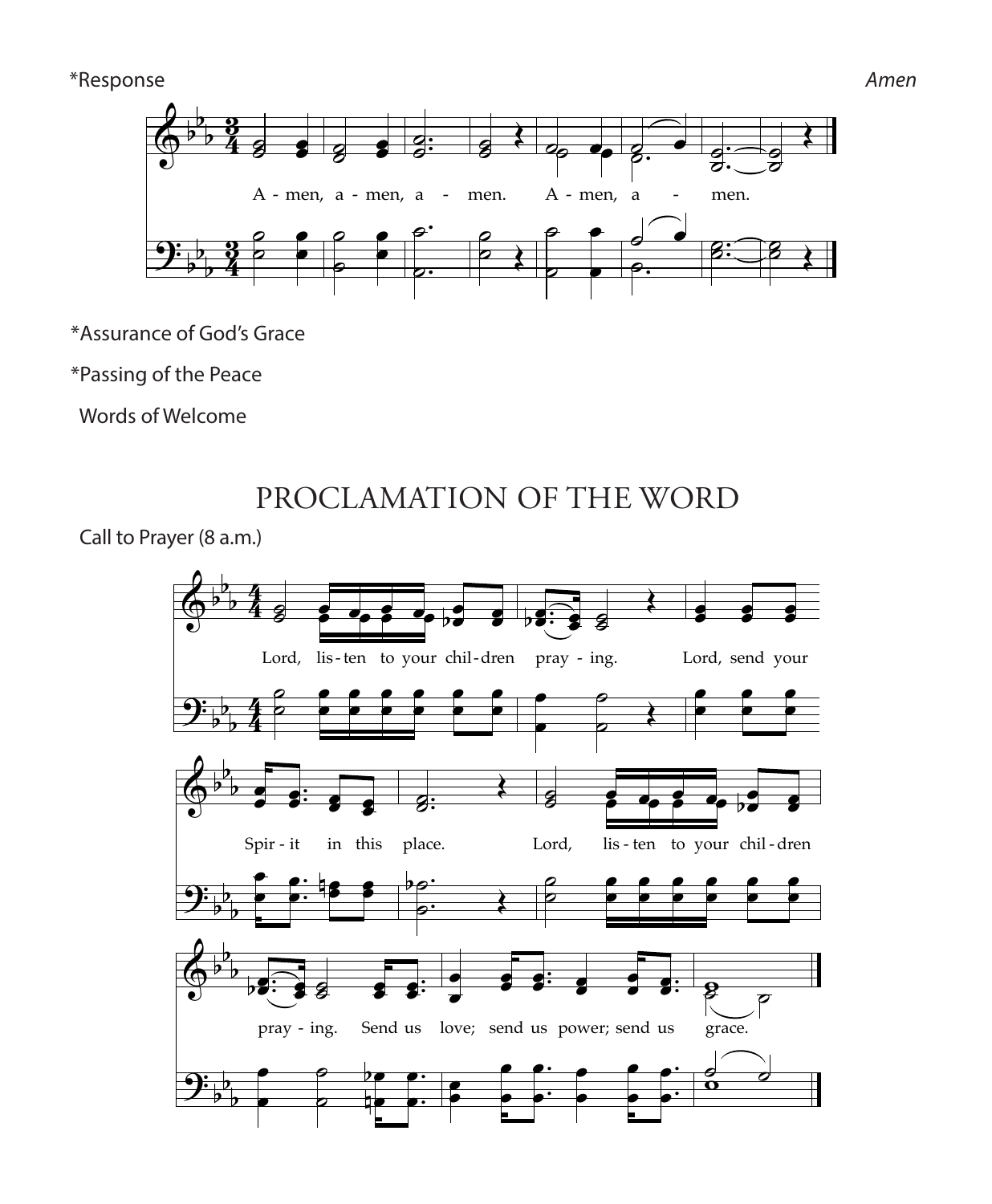*Response *Amen*

A - men, a - men, a - men. A - men, a - men.

*Assurance of God's Grace

*Passing of the Peace

Words of Welcome

# PROCLAMATION OF THE WORD

Call to Prayer (8 a.m.)

Lord, lis - ten to your chil - dren pray - ing. Lord, send your Spir - it in this place. Lord, lis - ten to your chil - dren pray - ing. Send us love; send us power; send us grace.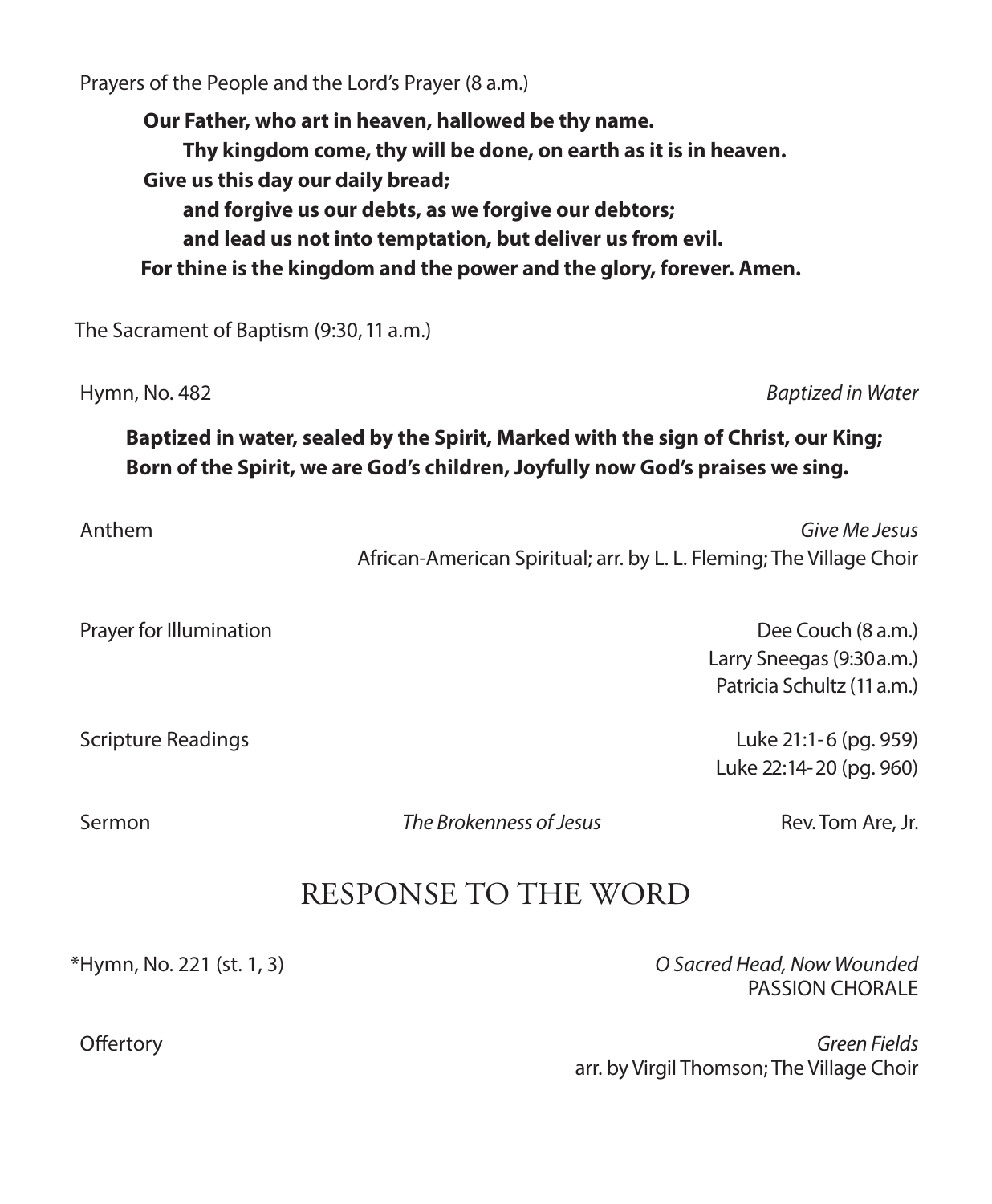Prayers of the People and the Lord's Prayer (8 a.m.)

**Our Father, who art in heaven, hallowed be thy name.**
**Thy kingdom come, thy will be done, on earth as it is in heaven.**
**Give us this day our daily bread;**
**and forgive us our debts, as we forgive our debtors;**
**and lead us not into temptation, but deliver us from evil.**
**For thine is the kingdom and the power and the glory, forever. Amen.**

The Sacrament of Baptism (9:30, 11 a.m.)

Hymn, No. 482 — *Baptized in Water*

**Baptized in water, sealed by the Spirit, Marked with the sign of Christ, our King;**
**Born of the Spirit, we are God's children, Joyfully now God's praises we sing.**

Anthem — *Give Me Jesus*
African-American Spiritual; arr. by L. L. Fleming; The Village Choir

Prayer for Illumination — Dee Couch (8 a.m.)
Larry Sneegas (9:30 a.m.)
Patricia Schultz (11 a.m.)

Scripture Readings — Luke 21:1-6 (pg. 959)
Luke 22:14-20 (pg. 960)

Sermon — *The Brokenness of Jesus* — Rev. Tom Are, Jr.

## RESPONSE TO THE WORD

*Hymn, No. 221 (st. 1, 3) — *O Sacred Head, Now Wounded*
PASSION CHORALE

Offertory — *Green Fields*
arr. by Virgil Thomson; The Village Choir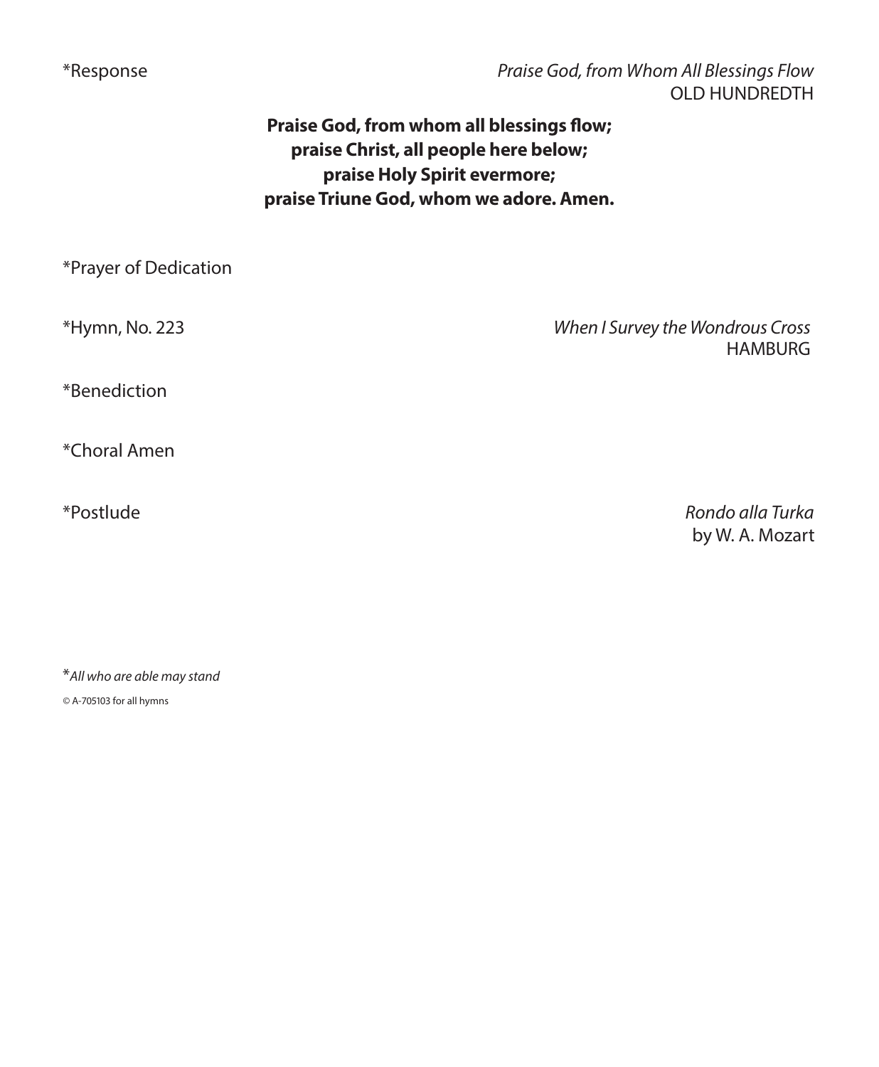*Response *Praise God, from Whom All Blessings Flow*
OLD HUNDREDTH

**Praise God, from whom all blessings flow;**
**praise Christ, all people here below;**
**praise Holy Spirit evermore;**
**praise Triune God, whom we adore. Amen.**

*Prayer of Dedication

*Hymn, No. 223 *When I Survey the Wondrous Cross*
HAMBURG

*Benediction

*Choral Amen

*Postlude *Rondo alla Turka*
by W. A. Mozart

**All who are able may stand*

© A-705103 for all hymns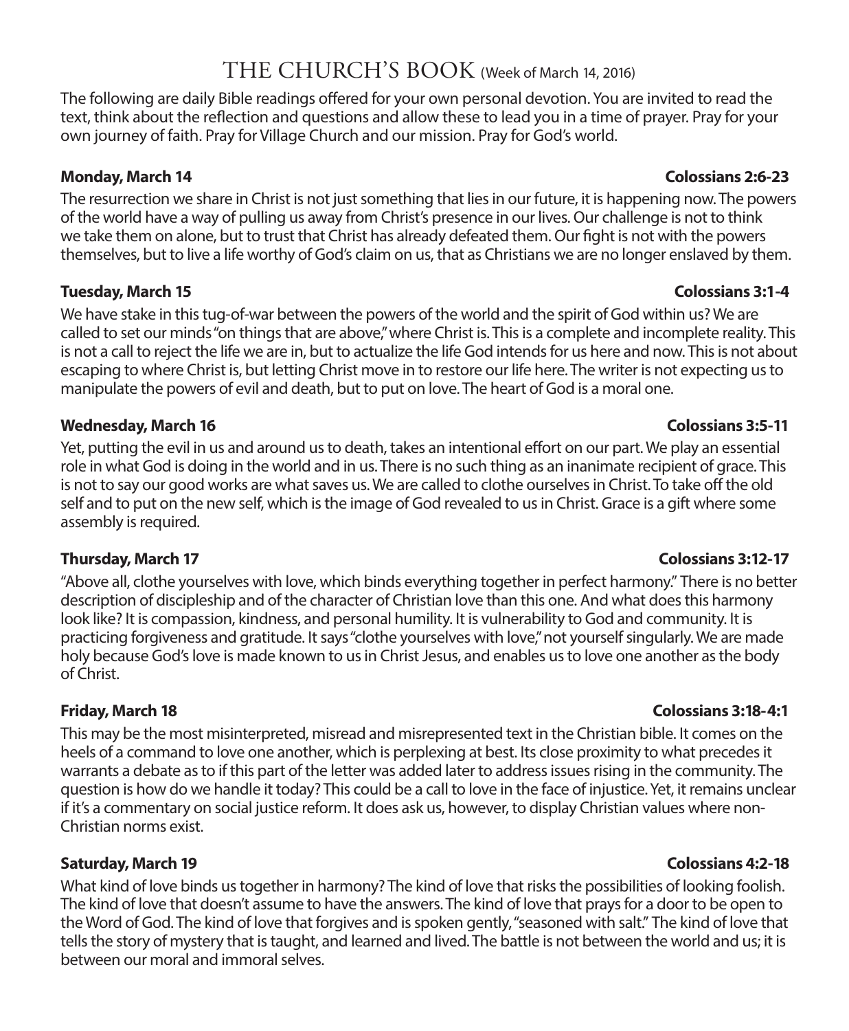# THE CHURCH'S BOOK (Week of March 14, 2016)

The following are daily Bible readings offered for your own personal devotion. You are invited to read the text, think about the reflection and questions and allow these to lead you in a time of prayer. Pray for your own journey of faith. Pray for Village Church and our mission. Pray for God's world.

**Monday, March 14** **Colossians 2:6-23**

The resurrection we share in Christ is not just something that lies in our future, it is happening now. The powers of the world have a way of pulling us away from Christ's presence in our lives. Our challenge is not to think we take them on alone, but to trust that Christ has already defeated them. Our fight is not with the powers themselves, but to live a life worthy of God's claim on us, that as Christians we are no longer enslaved by them.

**Tuesday, March 15** **Colossians 3:1-4**

We have stake in this tug-of-war between the powers of the world and the spirit of God within us? We are called to set our minds "on things that are above," where Christ is. This is a complete and incomplete reality. This is not a call to reject the life we are in, but to actualize the life God intends for us here and now. This is not about escaping to where Christ is, but letting Christ move in to restore our life here. The writer is not expecting us to manipulate the powers of evil and death, but to put on love. The heart of God is a moral one.

**Wednesday, March 16** **Colossians 3:5-11**

Yet, putting the evil in us and around us to death, takes an intentional effort on our part. We play an essential role in what God is doing in the world and in us. There is no such thing as an inanimate recipient of grace. This is not to say our good works are what saves us. We are called to clothe ourselves in Christ. To take off the old self and to put on the new self, which is the image of God revealed to us in Christ. Grace is a gift where some assembly is required.

**Thursday, March 17** **Colossians 3:12-17**

"Above all, clothe yourselves with love, which binds everything together in perfect harmony." There is no better description of discipleship and of the character of Christian love than this one. And what does this harmony look like? It is compassion, kindness, and personal humility. It is vulnerability to God and community. It is practicing forgiveness and gratitude. It says "clothe yourselves with love," not yourself singularly. We are made holy because God's love is made known to us in Christ Jesus, and enables us to love one another as the body of Christ.

**Friday, March 18** **Colossians 3:18-4:1**

This may be the most misinterpreted, misread and misrepresented text in the Christian bible. It comes on the heels of a command to love one another, which is perplexing at best. Its close proximity to what precedes it warrants a debate as to if this part of the letter was added later to address issues rising in the community. The question is how do we handle it today? This could be a call to love in the face of injustice. Yet, it remains unclear if it's a commentary on social justice reform. It does ask us, however, to display Christian values where non-Christian norms exist.

**Saturday, March 19** **Colossians 4:2-18**

What kind of love binds us together in harmony? The kind of love that risks the possibilities of looking foolish. The kind of love that doesn't assume to have the answers. The kind of love that prays for a door to be open to the Word of God. The kind of love that forgives and is spoken gently, "seasoned with salt." The kind of love that tells the story of mystery that is taught, and learned and lived. The battle is not between the world and us; it is between our moral and immoral selves.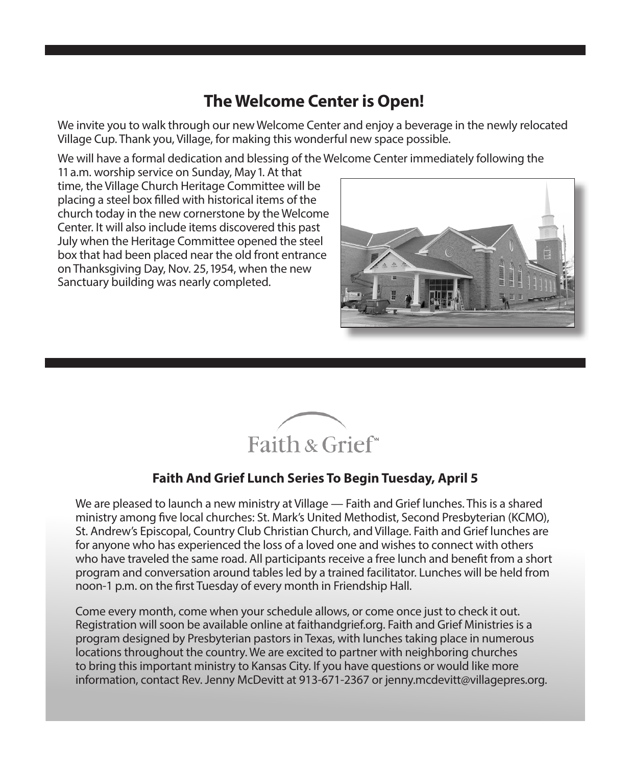## The Welcome Center is Open!

We invite you to walk through our new Welcome Center and enjoy a beverage in the newly relocated Village Cup. Thank you, Village, for making this wonderful new space possible.

We will have a formal dedication and blessing of the Welcome Center immediately following the 11 a.m. worship service on Sunday, May 1. At that time, the Village Church Heritage Committee will be placing a steel box filled with historical items of the church today in the new cornerstone by the Welcome Center. It will also include items discovered this past July when the Heritage Committee opened the steel box that had been placed near the old front entrance on Thanksgiving Day, Nov. 25, 1954, when the new Sanctuary building was nearly completed.

Faith & Grief[SM]

### Faith And Grief Lunch Series To Begin Tuesday, April 5

We are pleased to launch a new ministry at Village — Faith and Grief lunches. This is a shared ministry among five local churches: St. Mark's United Methodist, Second Presbyterian (KCMO), St. Andrew's Episcopal, Country Club Christian Church, and Village. Faith and Grief lunches are for anyone who has experienced the loss of a loved one and wishes to connect with others who have traveled the same road. All participants receive a free lunch and benefit from a short program and conversation around tables led by a trained facilitator. Lunches will be held from noon-1 p.m. on the first Tuesday of every month in Friendship Hall.

Come every month, come when your schedule allows, or come once just to check it out. Registration will soon be available online at faithandgrief.org. Faith and Grief Ministries is a program designed by Presbyterian pastors in Texas, with lunches taking place in numerous locations throughout the country. We are excited to partner with neighboring churches to bring this important ministry to Kansas City. If you have questions or would like more information, contact Rev. Jenny McDevitt at 913-671-2367 or jenny.mcdevitt@villagepres.org.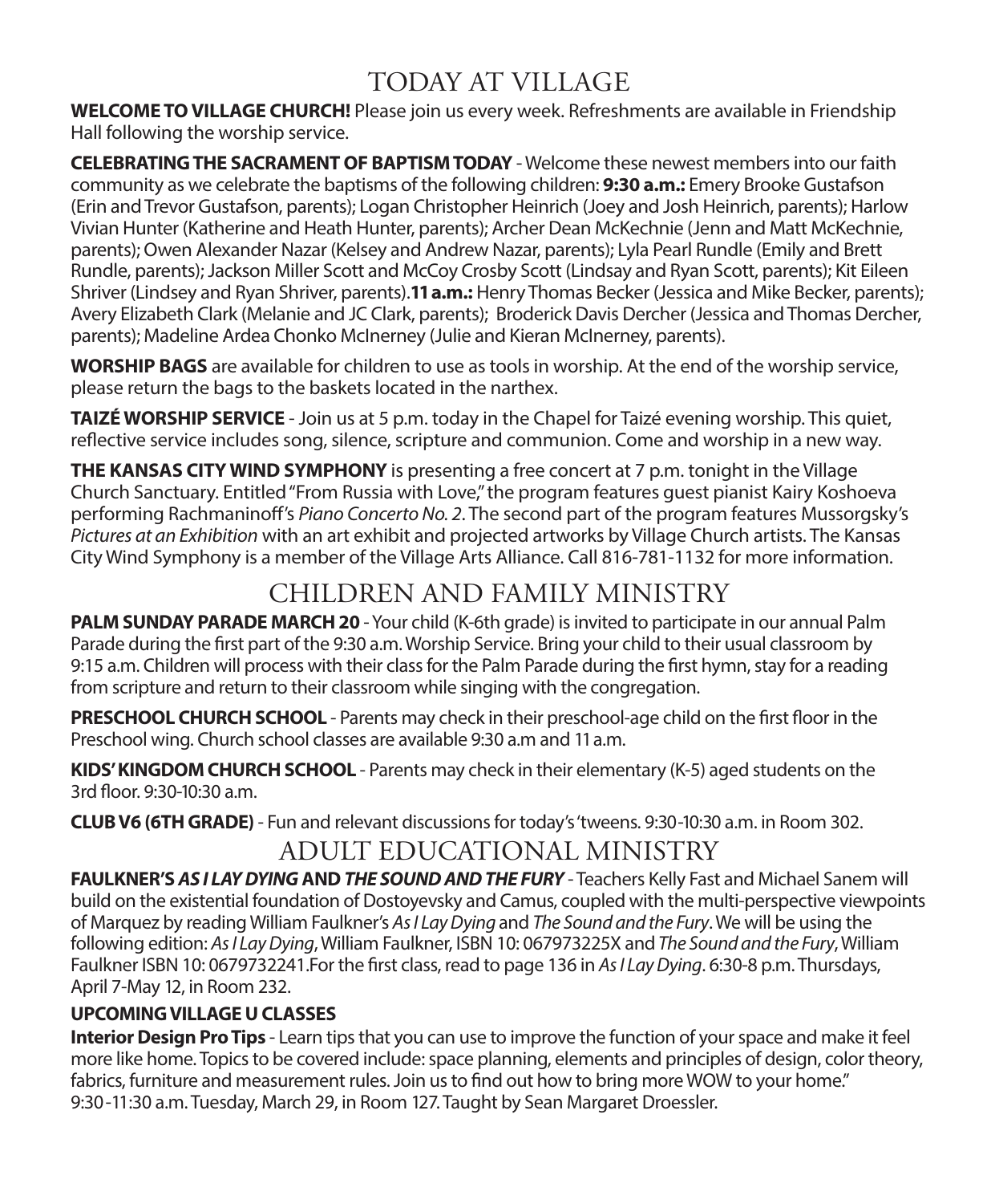# TODAY AT VILLAGE

**WELCOME TO VILLAGE CHURCH!** Please join us every week. Refreshments are available in Friendship Hall following the worship service.

**CELEBRATING THE SACRAMENT OF BAPTISM TODAY** - Welcome these newest members into our faith community as we celebrate the baptisms of the following children: **9:30 a.m.:** Emery Brooke Gustafson (Erin and Trevor Gustafson, parents); Logan Christopher Heinrich (Joey and Josh Heinrich, parents); Harlow Vivian Hunter (Katherine and Heath Hunter, parents); Archer Dean McKechnie (Jenn and Matt McKechnie, parents); Owen Alexander Nazar (Kelsey and Andrew Nazar, parents); Lyla Pearl Rundle (Emily and Brett Rundle, parents); Jackson Miller Scott and McCoy Crosby Scott (Lindsay and Ryan Scott, parents); Kit Eileen Shriver (Lindsey and Ryan Shriver, parents).**11 a.m.:** Henry Thomas Becker (Jessica and Mike Becker, parents); Avery Elizabeth Clark (Melanie and JC Clark, parents); Broderick Davis Dercher (Jessica and Thomas Dercher, parents); Madeline Ardea Chonko McInerney (Julie and Kieran McInerney, parents).

**WORSHIP BAGS** are available for children to use as tools in worship. At the end of the worship service, please return the bags to the baskets located in the narthex.

**TAIZÉ WORSHIP SERVICE** - Join us at 5 p.m. today in the Chapel for Taizé evening worship. This quiet, reflective service includes song, silence, scripture and communion. Come and worship in a new way.

**THE KANSAS CITY WIND SYMPHONY** is presenting a free concert at 7 p.m. tonight in the Village Church Sanctuary. Entitled "From Russia with Love," the program features guest pianist Kairy Koshoeva performing Rachmaninoff's *Piano Concerto No. 2*. The second part of the program features Mussorgsky's *Pictures at an Exhibition* with an art exhibit and projected artworks by Village Church artists. The Kansas City Wind Symphony is a member of the Village Arts Alliance. Call 816-781-1132 for more information.

# CHILDREN AND FAMILY MINISTRY

**PALM SUNDAY PARADE MARCH 20** - Your child (K-6th grade) is invited to participate in our annual Palm Parade during the first part of the 9:30 a.m. Worship Service. Bring your child to their usual classroom by 9:15 a.m. Children will process with their class for the Palm Parade during the first hymn, stay for a reading from scripture and return to their classroom while singing with the congregation.

**PRESCHOOL CHURCH SCHOOL** - Parents may check in their preschool-age child on the first floor in the Preschool wing. Church school classes are available 9:30 a.m and 11 a.m.

**KIDS' KINGDOM CHURCH SCHOOL** - Parents may check in their elementary (K-5) aged students on the 3rd floor. 9:30-10:30 a.m.

**CLUB V6 (6TH GRADE)** - Fun and relevant discussions for today's 'tweens. 9:30-10:30 a.m. in Room 302.

# ADULT EDUCATIONAL MINISTRY

**FAULKNER'S *AS I LAY DYING* AND *THE SOUND AND THE FURY*** - Teachers Kelly Fast and Michael Sanem will build on the existential foundation of Dostoyevsky and Camus, coupled with the multi-perspective viewpoints of Marquez by reading William Faulkner's *As I Lay Dying* and *The Sound and the Fury*. We will be using the following edition: *As I Lay Dying*, William Faulkner, ISBN 10: 067973225X and *The Sound and the Fury*, William Faulkner ISBN 10: 0679732241.For the first class, read to page 136 in *As I Lay Dying*. 6:30-8 p.m. Thursdays, April 7-May 12, in Room 232.

### UPCOMING VILLAGE U CLASSES

**Interior Design Pro Tips** - Learn tips that you can use to improve the function of your space and make it feel more like home. Topics to be covered include: space planning, elements and principles of design, color theory, fabrics, furniture and measurement rules. Join us to find out how to bring more WOW to your home." 9:30-11:30 a.m. Tuesday, March 29, in Room 127. Taught by Sean Margaret Droessler.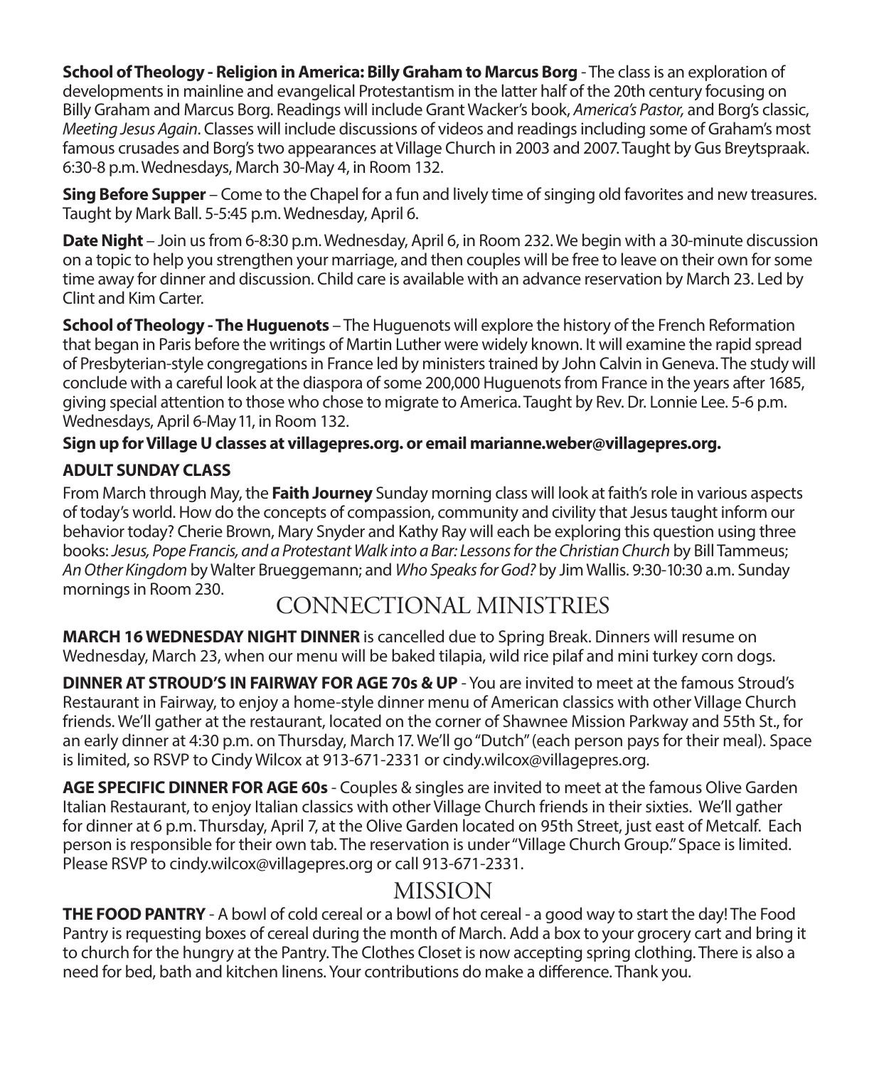**School of Theology - Religion in America: Billy Graham to Marcus Borg** - The class is an exploration of developments in mainline and evangelical Protestantism in the latter half of the 20th century focusing on Billy Graham and Marcus Borg. Readings will include Grant Wacker's book, *America's Pastor,* and Borg's classic, *Meeting Jesus Again*. Classes will include discussions of videos and readings including some of Graham's most famous crusades and Borg's two appearances at Village Church in 2003 and 2007. Taught by Gus Breytspraak. 6:30-8 p.m. Wednesdays, March 30-May 4, in Room 132.

**Sing Before Supper** – Come to the Chapel for a fun and lively time of singing old favorites and new treasures. Taught by Mark Ball. 5-5:45 p.m. Wednesday, April 6.

**Date Night** – Join us from 6-8:30 p.m. Wednesday, April 6, in Room 232. We begin with a 30-minute discussion on a topic to help you strengthen your marriage, and then couples will be free to leave on their own for some time away for dinner and discussion. Child care is available with an advance reservation by March 23. Led by Clint and Kim Carter.

**School of Theology - The Huguenots** – The Huguenots will explore the history of the French Reformation that began in Paris before the writings of Martin Luther were widely known. It will examine the rapid spread of Presbyterian-style congregations in France led by ministers trained by John Calvin in Geneva. The study will conclude with a careful look at the diaspora of some 200,000 Huguenots from France in the years after 1685, giving special attention to those who chose to migrate to America. Taught by Rev. Dr. Lonnie Lee. 5-6 p.m. Wednesdays, April 6-May 11, in Room 132.

**Sign up for Village U classes at villagepres.org. or email marianne.weber@villagepres.org.**

**ADULT SUNDAY CLASS**

From March through May, the **Faith Journey** Sunday morning class will look at faith's role in various aspects of today's world. How do the concepts of compassion, community and civility that Jesus taught inform our behavior today? Cherie Brown, Mary Snyder and Kathy Ray will each be exploring this question using three books: *Jesus, Pope Francis, and a Protestant Walk into a Bar: Lessons for the Christian Church* by Bill Tammeus; *An Other Kingdom* by Walter Brueggemann; and *Who Speaks for God?* by Jim Wallis. 9:30-10:30 a.m. Sunday mornings in Room 230.

## CONNECTIONAL MINISTRIES

**MARCH 16 WEDNESDAY NIGHT DINNER** is cancelled due to Spring Break. Dinners will resume on Wednesday, March 23, when our menu will be baked tilapia, wild rice pilaf and mini turkey corn dogs.

**DINNER AT STROUD'S IN FAIRWAY FOR AGE 70s & UP** - You are invited to meet at the famous Stroud's Restaurant in Fairway, to enjoy a home-style dinner menu of American classics with other Village Church friends. We'll gather at the restaurant, located on the corner of Shawnee Mission Parkway and 55th St., for an early dinner at 4:30 p.m. on Thursday, March 17. We'll go "Dutch" (each person pays for their meal). Space is limited, so RSVP to Cindy Wilcox at 913-671-2331 or cindy.wilcox@villagepres.org.

**AGE SPECIFIC DINNER FOR AGE 60s** - Couples & singles are invited to meet at the famous Olive Garden Italian Restaurant, to enjoy Italian classics with other Village Church friends in their sixties. We'll gather for dinner at 6 p.m. Thursday, April 7, at the Olive Garden located on 95th Street, just east of Metcalf. Each person is responsible for their own tab. The reservation is under "Village Church Group." Space is limited. Please RSVP to cindy.wilcox@villagepres.org or call 913-671-2331.

## MISSION

**THE FOOD PANTRY** - A bowl of cold cereal or a bowl of hot cereal - a good way to start the day! The Food Pantry is requesting boxes of cereal during the month of March. Add a box to your grocery cart and bring it to church for the hungry at the Pantry. The Clothes Closet is now accepting spring clothing. There is also a need for bed, bath and kitchen linens. Your contributions do make a difference. Thank you.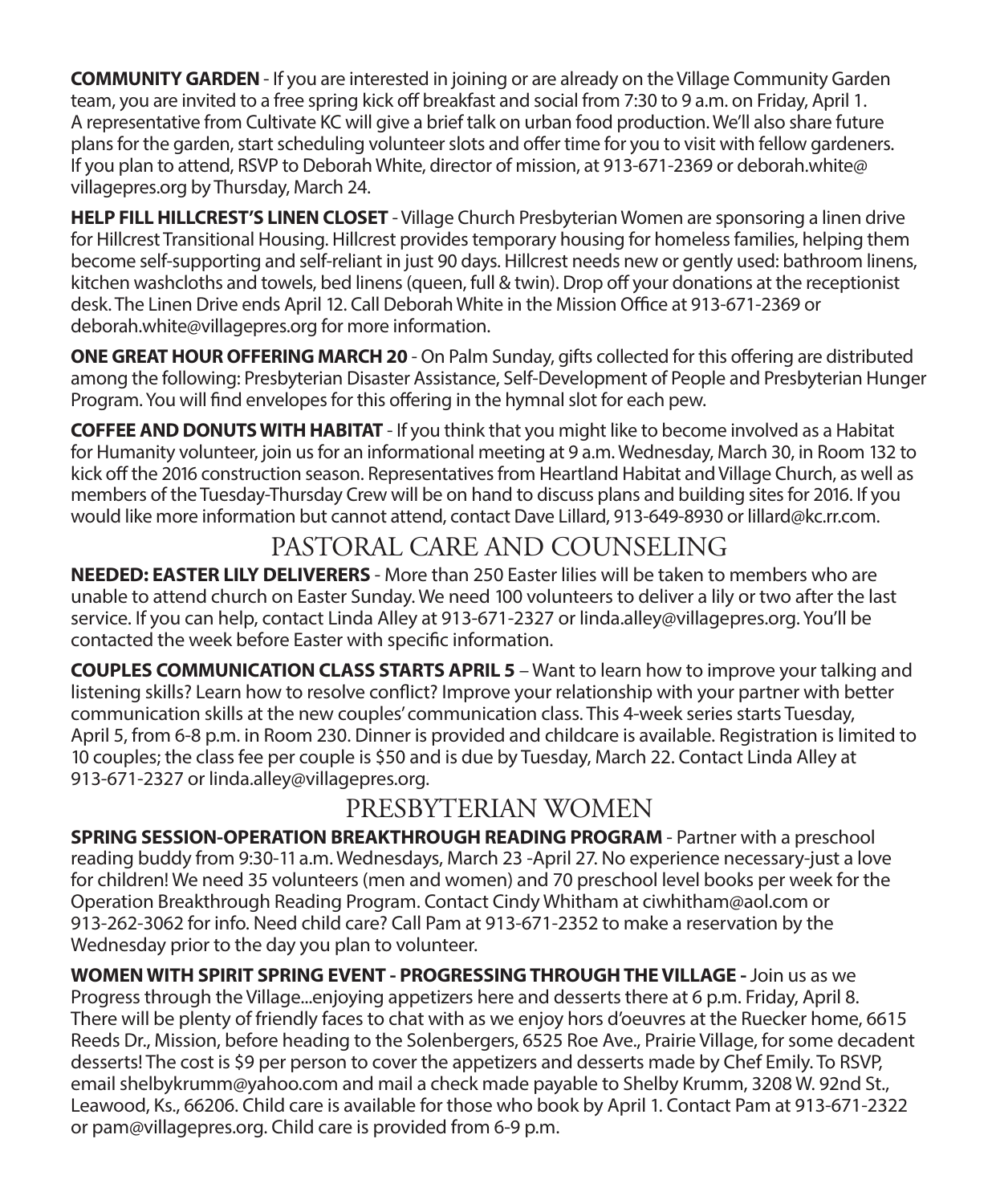**COMMUNITY GARDEN** - If you are interested in joining or are already on the Village Community Garden team, you are invited to a free spring kick off breakfast and social from 7:30 to 9 a.m. on Friday, April 1. A representative from Cultivate KC will give a brief talk on urban food production. We'll also share future plans for the garden, start scheduling volunteer slots and offer time for you to visit with fellow gardeners. If you plan to attend, RSVP to Deborah White, director of mission, at 913-671-2369 or deborah.white@villagepres.org by Thursday, March 24.

**HELP FILL HILLCREST'S LINEN CLOSET** - Village Church Presbyterian Women are sponsoring a linen drive for Hillcrest Transitional Housing. Hillcrest provides temporary housing for homeless families, helping them become self-supporting and self-reliant in just 90 days. Hillcrest needs new or gently used: bathroom linens, kitchen washcloths and towels, bed linens (queen, full & twin). Drop off your donations at the receptionist desk. The Linen Drive ends April 12. Call Deborah White in the Mission Office at 913-671-2369 or deborah.white@villagepres.org for more information.

**ONE GREAT HOUR OFFERING MARCH 20** - On Palm Sunday, gifts collected for this offering are distributed among the following: Presbyterian Disaster Assistance, Self-Development of People and Presbyterian Hunger Program. You will find envelopes for this offering in the hymnal slot for each pew.

**COFFEE AND DONUTS WITH HABITAT** - If you think that you might like to become involved as a Habitat for Humanity volunteer, join us for an informational meeting at 9 a.m. Wednesday, March 30, in Room 132 to kick off the 2016 construction season. Representatives from Heartland Habitat and Village Church, as well as members of the Tuesday-Thursday Crew will be on hand to discuss plans and building sites for 2016. If you would like more information but cannot attend, contact Dave Lillard, 913-649-8930 or lillard@kc.rr.com.

## PASTORAL CARE AND COUNSELING

**NEEDED: EASTER LILY DELIVERERS** - More than 250 Easter lilies will be taken to members who are unable to attend church on Easter Sunday. We need 100 volunteers to deliver a lily or two after the last service. If you can help, contact Linda Alley at 913-671-2327 or linda.alley@villagepres.org. You'll be contacted the week before Easter with specific information.

**COUPLES COMMUNICATION CLASS STARTS APRIL 5** – Want to learn how to improve your talking and listening skills? Learn how to resolve conflict? Improve your relationship with your partner with better communication skills at the new couples' communication class. This 4-week series starts Tuesday, April 5, from 6-8 p.m. in Room 230. Dinner is provided and childcare is available. Registration is limited to 10 couples; the class fee per couple is $50 and is due by Tuesday, March 22. Contact Linda Alley at 913-671-2327 or linda.alley@villagepres.org.

## PRESBYTERIAN WOMEN

**SPRING SESSION-OPERATION BREAKTHROUGH READING PROGRAM** - Partner with a preschool reading buddy from 9:30-11 a.m. Wednesdays, March 23 -April 27. No experience necessary-just a love for children! We need 35 volunteers (men and women) and 70 preschool level books per week for the Operation Breakthrough Reading Program. Contact Cindy Whitham at ciwhitham@aol.com or 913-262-3062 for info. Need child care? Call Pam at 913-671-2352 to make a reservation by the Wednesday prior to the day you plan to volunteer.

**WOMEN WITH SPIRIT SPRING EVENT - PROGRESSING THROUGH THE VILLAGE -** Join us as we Progress through the Village...enjoying appetizers here and desserts there at 6 p.m. Friday, April 8. There will be plenty of friendly faces to chat with as we enjoy hors d'oeuvres at the Ruecker home, 6615 Reeds Dr., Mission, before heading to the Solenbergers, 6525 Roe Ave., Prairie Village, for some decadent desserts! The cost is $9 per person to cover the appetizers and desserts made by Chef Emily. To RSVP, email shelbykrumm@yahoo.com and mail a check made payable to Shelby Krumm, 3208 W. 92nd St., Leawood, Ks., 66206. Child care is available for those who book by April 1. Contact Pam at 913-671-2322 or pam@villagepres.org. Child care is provided from 6-9 p.m.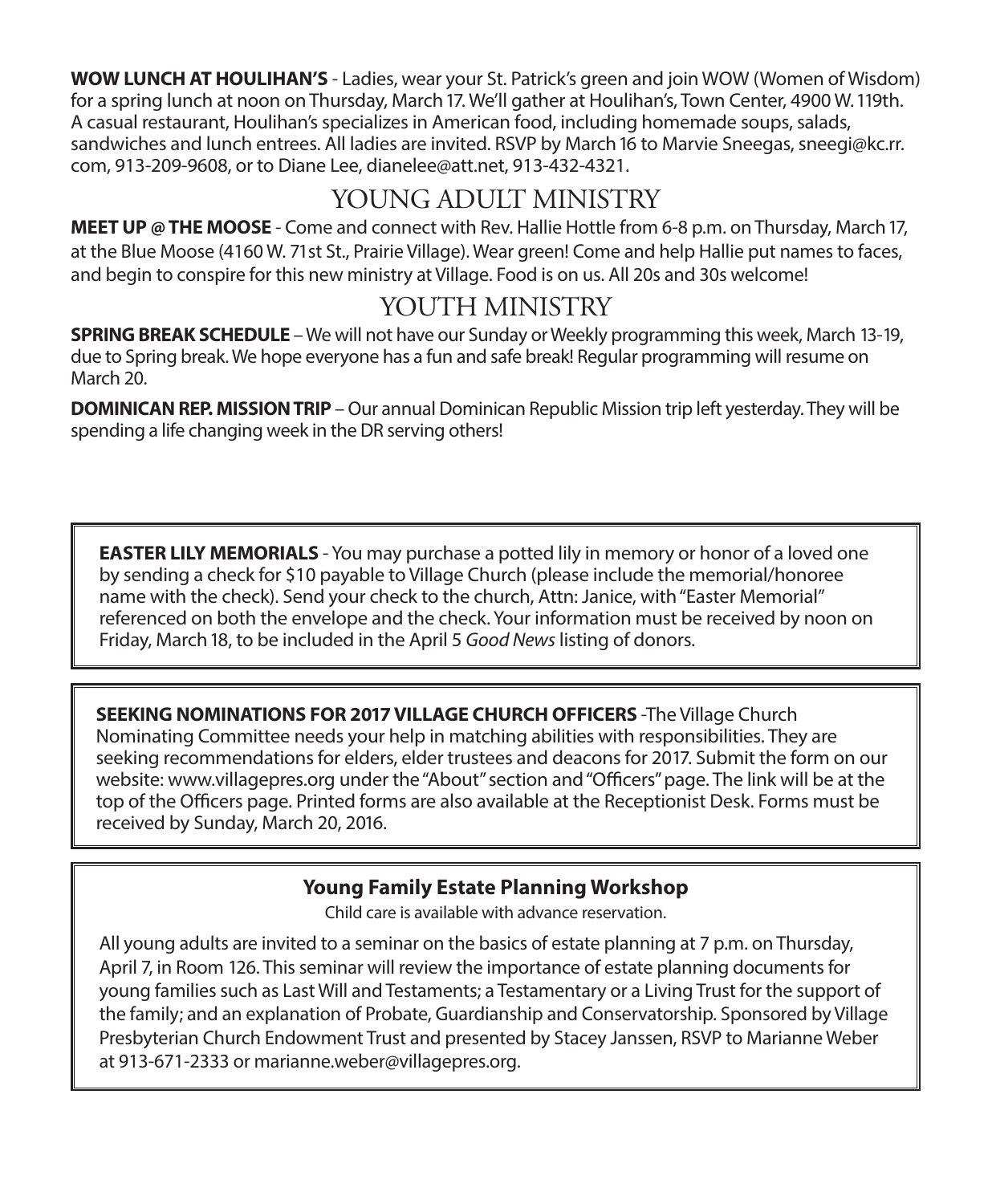**WOW LUNCH AT HOULIHAN'S** - Ladies, wear your St. Patrick's green and join WOW (Women of Wisdom) for a spring lunch at noon on Thursday, March 17. We'll gather at Houlihan's, Town Center, 4900 W. 119th. A casual restaurant, Houlihan's specializes in American food, including homemade soups, salads, sandwiches and lunch entrees. All ladies are invited. RSVP by March 16 to Marvie Sneegas, sneegi@kc.rr.com, 913-209-9608, or to Diane Lee, dianelee@att.net, 913-432-4321.

## YOUNG ADULT MINISTRY

**MEET UP @ THE MOOSE** - Come and connect with Rev. Hallie Hottle from 6-8 p.m. on Thursday, March 17, at the Blue Moose (4160 W. 71st St., Prairie Village). Wear green! Come and help Hallie put names to faces, and begin to conspire for this new ministry at Village. Food is on us. All 20s and 30s welcome!

## YOUTH MINISTRY

**SPRING BREAK SCHEDULE** – We will not have our Sunday or Weekly programming this week, March 13-19, due to Spring break. We hope everyone has a fun and safe break! Regular programming will resume on March 20.

**DOMINICAN REP. MISSION TRIP** – Our annual Dominican Republic Mission trip left yesterday. They will be spending a life changing week in the DR serving others!

**EASTER LILY MEMORIALS** - You may purchase a potted lily in memory or honor of a loved one by sending a check for $10 payable to Village Church (please include the memorial/honoree name with the check). Send your check to the church, Attn: Janice, with "Easter Memorial" referenced on both the envelope and the check. Your information must be received by noon on Friday, March 18, to be included in the April 5 *Good News* listing of donors.

**SEEKING NOMINATIONS FOR 2017 VILLAGE CHURCH OFFICERS** -The Village Church Nominating Committee needs your help in matching abilities with responsibilities. They are seeking recommendations for elders, elder trustees and deacons for 2017. Submit the form on our website: www.villagepres.org under the "About" section and "Officers" page. The link will be at the top of the Officers page. Printed forms are also available at the Receptionist Desk. Forms must be received by Sunday, March 20, 2016.

### Young Family Estate Planning Workshop

Child care is available with advance reservation.

All young adults are invited to a seminar on the basics of estate planning at 7 p.m. on Thursday, April 7, in Room 126. This seminar will review the importance of estate planning documents for young families such as Last Will and Testaments; a Testamentary or a Living Trust for the support of the family; and an explanation of Probate, Guardianship and Conservatorship. Sponsored by Village Presbyterian Church Endowment Trust and presented by Stacey Janssen, RSVP to Marianne Weber at 913-671-2333 or marianne.weber@villagepres.org.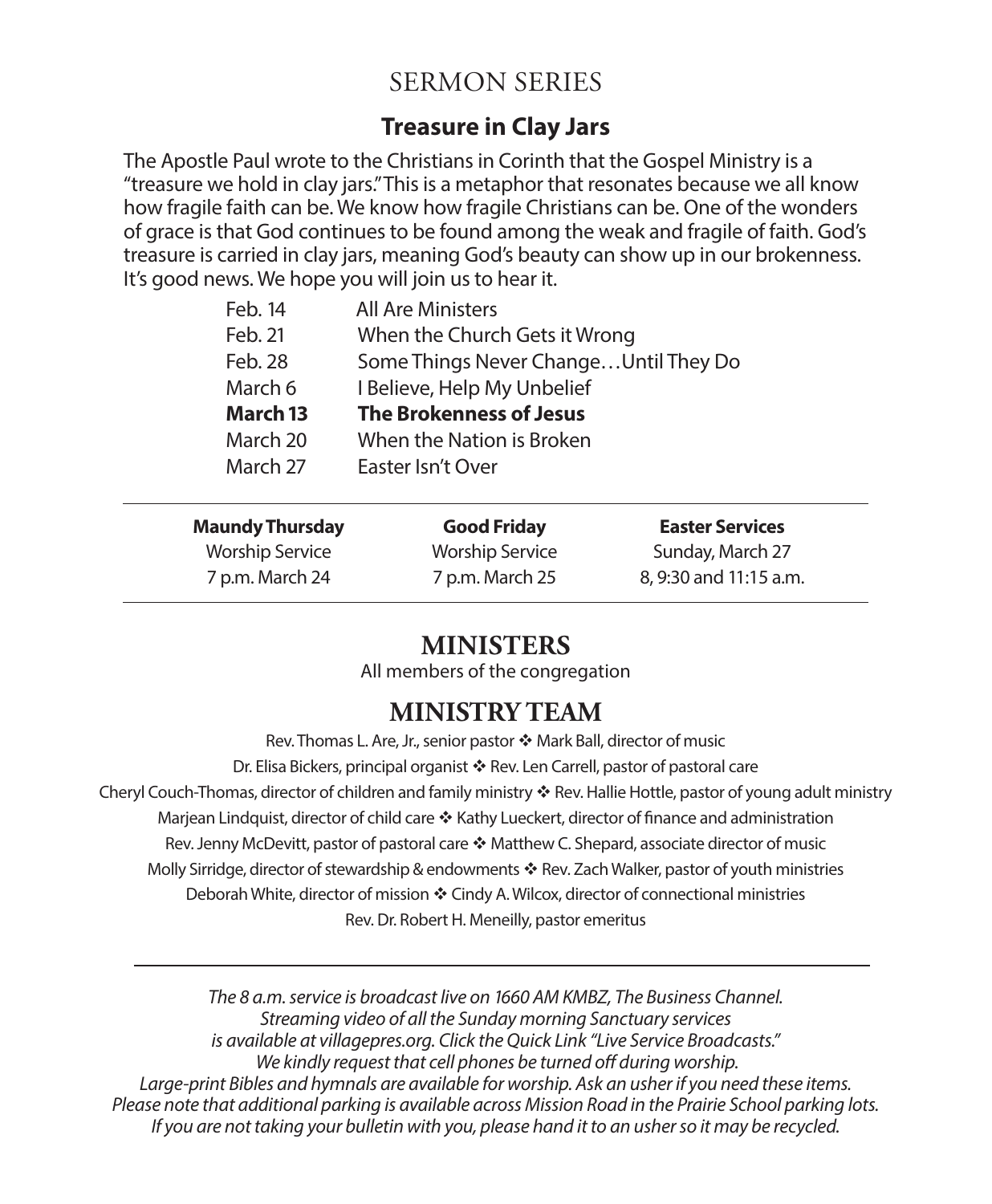## SERMON SERIES

### Treasure in Clay Jars

The Apostle Paul wrote to the Christians in Corinth that the Gospel Ministry is a "treasure we hold in clay jars." This is a metaphor that resonates because we all know how fragile faith can be. We know how fragile Christians can be. One of the wonders of grace is that God continues to be found among the weak and fragile of faith. God's treasure is carried in clay jars, meaning God's beauty can show up in our brokenness. It's good news. We hope you will join us to hear it.

| | |
|---|---|
| Feb. 14 | All Are Ministers |
| Feb. 21 | When the Church Gets it Wrong |
| Feb. 28 | Some Things Never Change…Until They Do |
| March 6 | I Believe, Help My Unbelief |
| **March 13** | **The Brokenness of Jesus** |
| March 20 | When the Nation is Broken |
| March 27 | Easter Isn't Over |

| **Maundy Thursday** | **Good Friday** | **Easter Services** |
|---|---|---|
| Worship Service | Worship Service | Sunday, March 27 |
| 7 p.m. March 24 | 7 p.m. March 25 | 8, 9:30 and 11:15 a.m. |

## MINISTERS

All members of the congregation

## MINISTRY TEAM

Rev. Thomas L. Are, Jr., senior pastor ❖ Mark Ball, director of music
Dr. Elisa Bickers, principal organist ❖ Rev. Len Carrell, pastor of pastoral care
Cheryl Couch-Thomas, director of children and family ministry ❖ Rev. Hallie Hottle, pastor of young adult ministry
Marjean Lindquist, director of child care ❖ Kathy Lueckert, director of finance and administration
Rev. Jenny McDevitt, pastor of pastoral care ❖ Matthew C. Shepard, associate director of music
Molly Sirridge, director of stewardship & endowments ❖ Rev. Zach Walker, pastor of youth ministries
Deborah White, director of mission ❖ Cindy A. Wilcox, director of connectional ministries
Rev. Dr. Robert H. Meneilly, pastor emeritus

*The 8 a.m. service is broadcast live on 1660 AM KMBZ, The Business Channel.*
*Streaming video of all the Sunday morning Sanctuary services*
*is available at villagepres.org. Click the Quick Link "Live Service Broadcasts."*
*We kindly request that cell phones be turned off during worship.*
*Large-print Bibles and hymnals are available for worship. Ask an usher if you need these items.*
*Please note that additional parking is available across Mission Road in the Prairie School parking lots.*
*If you are not taking your bulletin with you, please hand it to an usher so it may be recycled.*